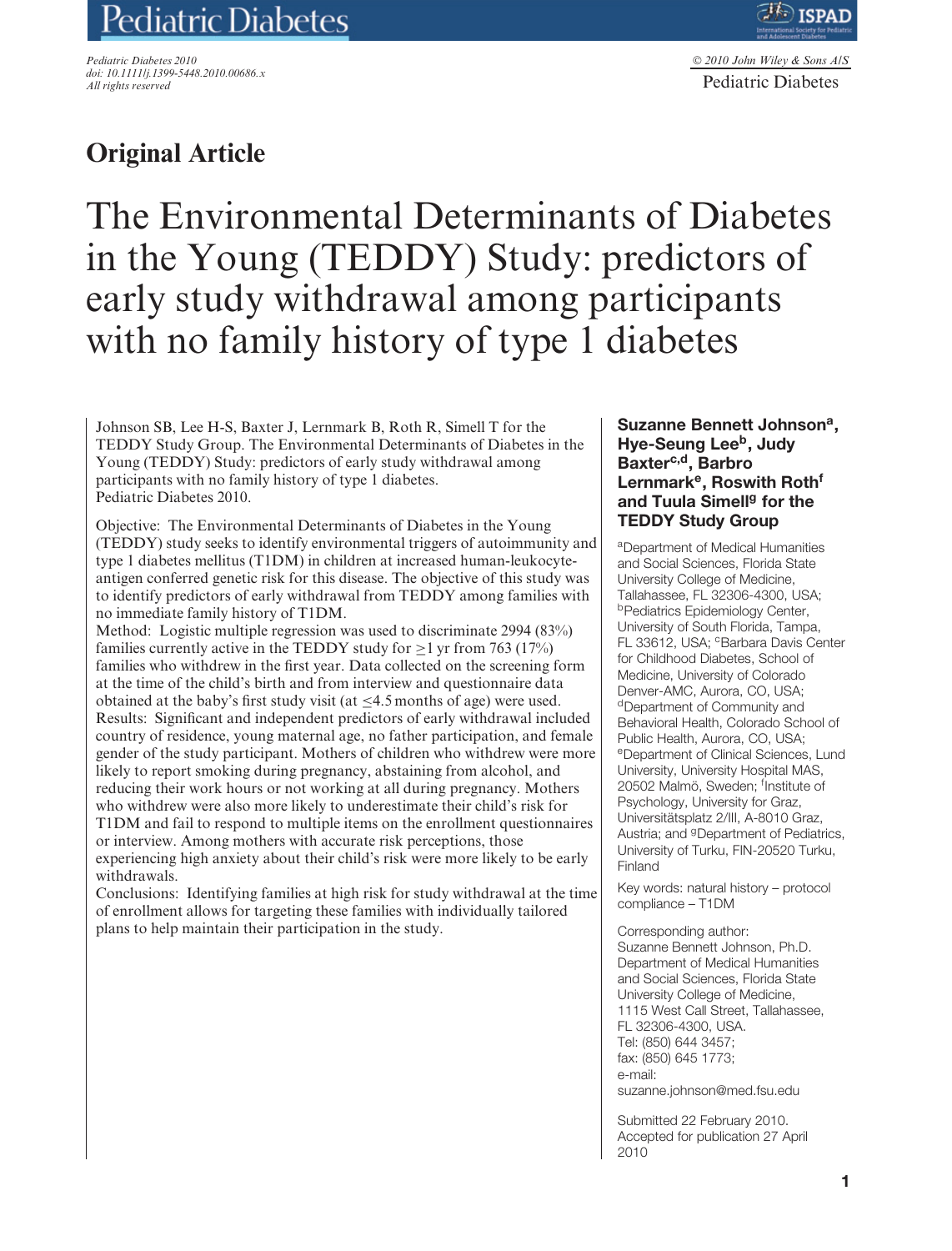## Original Article

# The Environmental Determinants of Diabetes in the Young (TEDDY) Study: predictors of early study withdrawal among participants with no family history of type 1 diabetes

Johnson SB, Lee H-S, Baxter J, Lernmark B, Roth R, Simell T for the TEDDY Study Group. The Environmental Determinants of Diabetes in the Young (TEDDY) Study: predictors of early study withdrawal among participants with no family history of type 1 diabetes. Pediatric Diabetes 2010.

Objective: The Environmental Determinants of Diabetes in the Young (TEDDY) study seeks to identify environmental triggers of autoimmunity and type 1 diabetes mellitus (T1DM) in children at increased human-leukocyte-antigen conferred genetic risk for this disease. The objective of this study was to identify predictors of early withdrawal from TEDDY among families with no immediate family history of T1DM.

Method: Logistic multiple regression was used to discriminate 2994 (83%) families currently active in the TEDDY study for ≥1 yr from 763 (17%) families who withdrew in the first year. Data collected on the screening form at the time of the child's birth and from interview and questionnaire data obtained at the baby's first study visit (at ≤4.5 months of age) were used.

Results: Significant and independent predictors of early withdrawal included country of residence, young maternal age, no father participation, and female gender of the study participant. Mothers of children who withdrew were more likely to report smoking during pregnancy, abstaining from alcohol, and reducing their work hours or not working at all during pregnancy. Mothers who withdrew were also more likely to underestimate their child's risk for T1DM and fail to respond to multiple items on the enrollment questionnaires or interview. Among mothers with accurate risk perceptions, those experiencing high anxiety about their child's risk were more likely to be early withdrawals.

Conclusions: Identifying families at high risk for study withdrawal at the time of enrollment allows for targeting these families with individually tailored plans to help maintain their participation in the study.

**Suzanne Bennett Johnson[a], Hye-Seung Lee[b], Judy Baxter[c,d], Barbro Lernmark[e], Roswith Roth[f] and Tuula Simell[g] for the TEDDY Study Group**

[a]Department of Medical Humanities and Social Sciences, Florida State University College of Medicine, Tallahassee, FL 32306-4300, USA; [b]Pediatrics Epidemiology Center, University of South Florida, Tampa, FL 33612, USA; [c]Barbara Davis Center for Childhood Diabetes, School of Medicine, University of Colorado Denver-AMC, Aurora, CO, USA; [d]Department of Community and Behavioral Health, Colorado School of Public Health, Aurora, CO, USA; [e]Department of Clinical Sciences, Lund University, University Hospital MAS, 20502 Malmö, Sweden; [f]Institute of Psychology, University for Graz, Universitätsplatz 2/III, A-8010 Graz, Austria; and [g]Department of Pediatrics, University of Turku, FIN-20520 Turku, Finland

Key words: natural history – protocol compliance – T1DM

Corresponding author:
Suzanne Bennett Johnson, Ph.D.
Department of Medical Humanities and Social Sciences, Florida State University College of Medicine,
1115 West Call Street, Tallahassee, FL 32306-4300, USA.
Tel: (850) 644 3457;
fax: (850) 645 1773;
e-mail: suzanne.johnson@med.fsu.edu

Submitted 22 February 2010. Accepted for publication 27 April 2010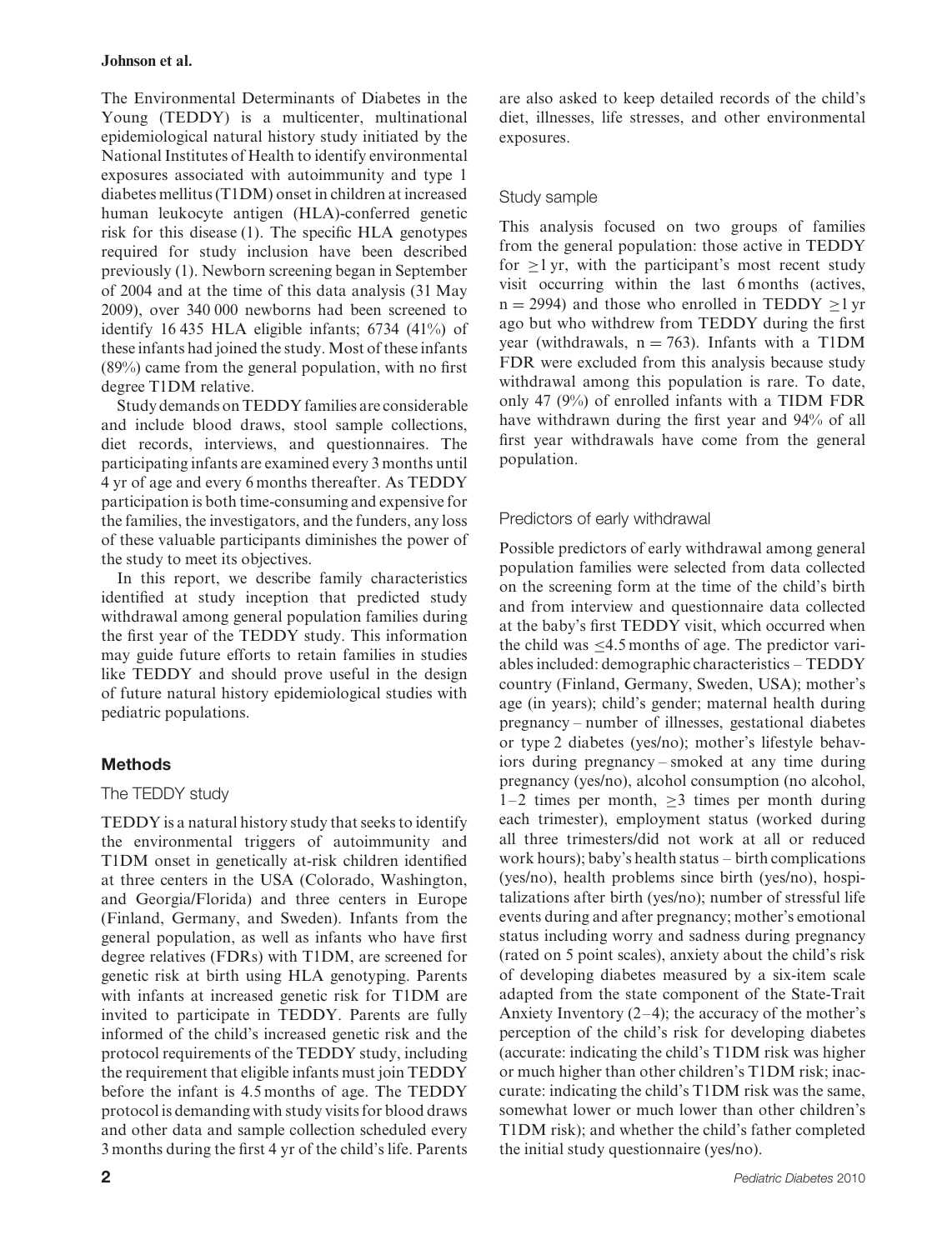The Environmental Determinants of Diabetes in the Young (TEDDY) is a multicenter, multinational epidemiological natural history study initiated by the National Institutes of Health to identify environmental exposures associated with autoimmunity and type 1 diabetes mellitus (T1DM) onset in children at increased human leukocyte antigen (HLA)-conferred genetic risk for this disease (1). The specific HLA genotypes required for study inclusion have been described previously (1). Newborn screening began in September of 2004 and at the time of this data analysis (31 May 2009), over 340 000 newborns had been screened to identify 16 435 HLA eligible infants; 6734 (41%) of these infants had joined the study. Most of these infants (89%) came from the general population, with no first degree T1DM relative.

Study demands on TEDDY families are considerable and include blood draws, stool sample collections, diet records, interviews, and questionnaires. The participating infants are examined every 3 months until 4 yr of age and every 6 months thereafter. As TEDDY participation is both time-consuming and expensive for the families, the investigators, and the funders, any loss of these valuable participants diminishes the power of the study to meet its objectives.

In this report, we describe family characteristics identified at study inception that predicted study withdrawal among general population families during the first year of the TEDDY study. This information may guide future efforts to retain families in studies like TEDDY and should prove useful in the design of future natural history epidemiological studies with pediatric populations.

## Methods

### The TEDDY study

TEDDY is a natural history study that seeks to identify the environmental triggers of autoimmunity and T1DM onset in genetically at-risk children identified at three centers in the USA (Colorado, Washington, and Georgia/Florida) and three centers in Europe (Finland, Germany, and Sweden). Infants from the general population, as well as infants who have first degree relatives (FDRs) with T1DM, are screened for genetic risk at birth using HLA genotyping. Parents with infants at increased genetic risk for T1DM are invited to participate in TEDDY. Parents are fully informed of the child's increased genetic risk and the protocol requirements of the TEDDY study, including the requirement that eligible infants must join TEDDY before the infant is 4.5 months of age. The TEDDY protocol is demanding with study visits for blood draws and other data and sample collection scheduled every 3 months during the first 4 yr of the child's life. Parents are also asked to keep detailed records of the child's diet, illnesses, life stresses, and other environmental exposures.

### Study sample

This analysis focused on two groups of families from the general population: those active in TEDDY for $\geq$1 yr, with the participant's most recent study visit occurring within the last 6 months (actives, $n = 2994$) and those who enrolled in TEDDY $\geq$1 yr ago but who withdrew from TEDDY during the first year (withdrawals, $n = 763$). Infants with a T1DM FDR were excluded from this analysis because study withdrawal among this population is rare. To date, only 47 (9%) of enrolled infants with a TIDM FDR have withdrawn during the first year and 94% of all first year withdrawals have come from the general population.

### Predictors of early withdrawal

Possible predictors of early withdrawal among general population families were selected from data collected on the screening form at the time of the child's birth and from interview and questionnaire data collected at the baby's first TEDDY visit, which occurred when the child was $\leq$4.5 months of age. The predictor variables included: demographic characteristics – TEDDY country (Finland, Germany, Sweden, USA); mother's age (in years); child's gender; maternal health during pregnancy – number of illnesses, gestational diabetes or type 2 diabetes (yes/no); mother's lifestyle behaviors during pregnancy – smoked at any time during pregnancy (yes/no), alcohol consumption (no alcohol, 1–2 times per month, $\geq$3 times per month during each trimester), employment status (worked during all three trimesters/did not work at all or reduced work hours); baby's health status – birth complications (yes/no), health problems since birth (yes/no), hospitalizations after birth (yes/no); number of stressful life events during and after pregnancy; mother's emotional status including worry and sadness during pregnancy (rated on 5 point scales), anxiety about the child's risk of developing diabetes measured by a six-item scale adapted from the state component of the State-Trait Anxiety Inventory (2–4); the accuracy of the mother's perception of the child's risk for developing diabetes (accurate: indicating the child's T1DM risk was higher or much higher than other children's T1DM risk; inaccurate: indicating the child's T1DM risk was the same, somewhat lower or much lower than other children's T1DM risk); and whether the child's father completed the initial study questionnaire (yes/no).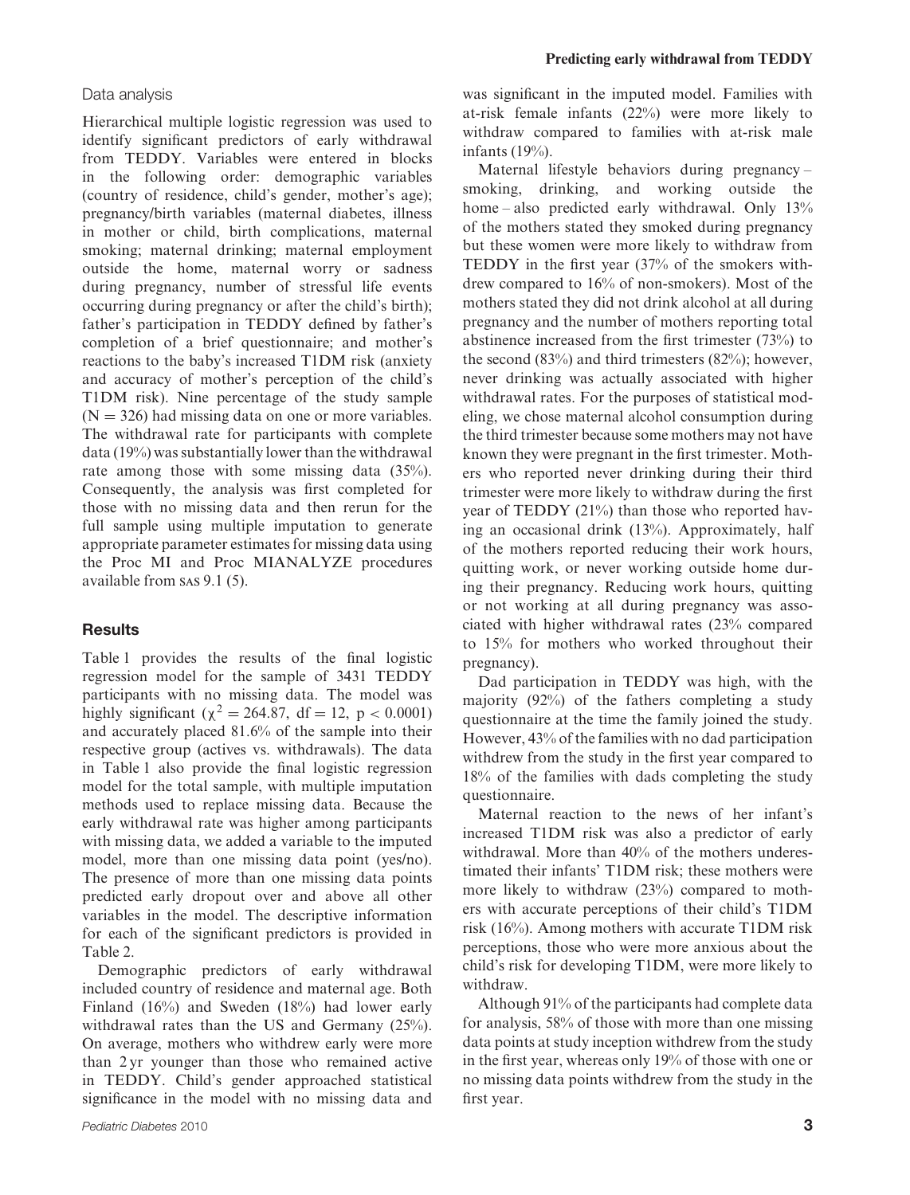### Data analysis

Hierarchical multiple logistic regression was used to identify significant predictors of early withdrawal from TEDDY. Variables were entered in blocks in the following order: demographic variables (country of residence, child's gender, mother's age); pregnancy/birth variables (maternal diabetes, illness in mother or child, birth complications, maternal smoking; maternal drinking; maternal employment outside the home, maternal worry or sadness during pregnancy, number of stressful life events occurring during pregnancy or after the child's birth); father's participation in TEDDY defined by father's completion of a brief questionnaire; and mother's reactions to the baby's increased T1DM risk (anxiety and accuracy of mother's perception of the child's T1DM risk). Nine percentage of the study sample ($N = 326$) had missing data on one or more variables. The withdrawal rate for participants with complete data (19%) was substantially lower than the withdrawal rate among those with some missing data (35%). Consequently, the analysis was first completed for those with no missing data and then rerun for the full sample using multiple imputation to generate appropriate parameter estimates for missing data using the Proc MI and Proc MIANALYZE procedures available from SAS 9.1 (5).

## Results

Table 1 provides the results of the final logistic regression model for the sample of 3431 TEDDY participants with no missing data. The model was highly significant ($\chi^2 = 264.87$, $df = 12$, $p < 0.0001$) and accurately placed 81.6% of the sample into their respective group (actives vs. withdrawals). The data in Table 1 also provide the final logistic regression model for the total sample, with multiple imputation methods used to replace missing data. Because the early withdrawal rate was higher among participants with missing data, we added a variable to the imputed model, more than one missing data point (yes/no). The presence of more than one missing data points predicted early dropout over and above all other variables in the model. The descriptive information for each of the significant predictors is provided in Table 2.

Demographic predictors of early withdrawal included country of residence and maternal age. Both Finland (16%) and Sweden (18%) had lower early withdrawal rates than the US and Germany (25%). On average, mothers who withdrew early were more than 2 yr younger than those who remained active in TEDDY. Child's gender approached statistical significance in the model with no missing data and was significant in the imputed model. Families with at-risk female infants (22%) were more likely to withdraw compared to families with at-risk male infants (19%).

Maternal lifestyle behaviors during pregnancy – smoking, drinking, and working outside the home – also predicted early withdrawal. Only 13% of the mothers stated they smoked during pregnancy but these women were more likely to withdraw from TEDDY in the first year (37% of the smokers withdrew compared to 16% of non-smokers). Most of the mothers stated they did not drink alcohol at all during pregnancy and the number of mothers reporting total abstinence increased from the first trimester (73%) to the second (83%) and third trimesters (82%); however, never drinking was actually associated with higher withdrawal rates. For the purposes of statistical modeling, we chose maternal alcohol consumption during the third trimester because some mothers may not have known they were pregnant in the first trimester. Mothers who reported never drinking during their third trimester were more likely to withdraw during the first year of TEDDY (21%) than those who reported having an occasional drink (13%). Approximately, half of the mothers reported reducing their work hours, quitting work, or never working outside home during their pregnancy. Reducing work hours, quitting or not working at all during pregnancy was associated with higher withdrawal rates (23% compared to 15% for mothers who worked throughout their pregnancy).

Dad participation in TEDDY was high, with the majority (92%) of the fathers completing a study questionnaire at the time the family joined the study. However, 43% of the families with no dad participation withdrew from the study in the first year compared to 18% of the families with dads completing the study questionnaire.

Maternal reaction to the news of her infant's increased T1DM risk was also a predictor of early withdrawal. More than 40% of the mothers underestimated their infants' T1DM risk; these mothers were more likely to withdraw (23%) compared to mothers with accurate perceptions of their child's T1DM risk (16%). Among mothers with accurate T1DM risk perceptions, those who were more anxious about the child's risk for developing T1DM, were more likely to withdraw.

Although 91% of the participants had complete data for analysis, 58% of those with more than one missing data points at study inception withdrew from the study in the first year, whereas only 19% of those with one or no missing data points withdrew from the study in the first year.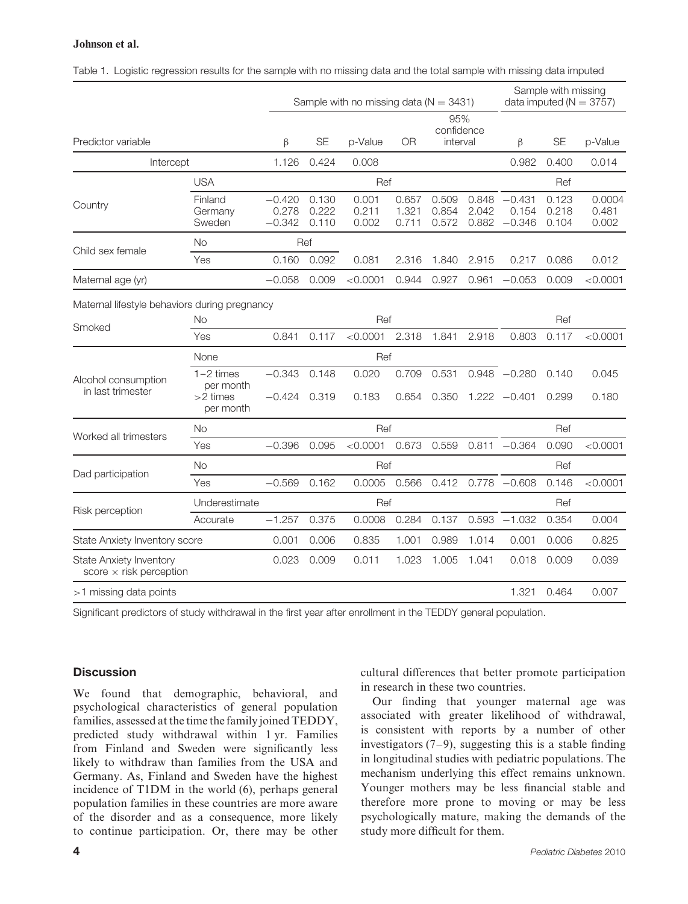Table 1. Logistic regression results for the sample with no missing data and the total sample with missing data imputed

| Predictor variable | | Sample with no missing data (N = 3431) | | | | | | Sample with missing data imputed (N = 3757) | | |
|---|---|---|---|---|---|---|---|---|---|---|
| | | β | SE | p-Value | OR | 95% confidence interval | | β | SE | p-Value |
| Intercept | | 1.126 | 0.424 | 0.008 | | | | 0.982 | 0.400 | 0.014 |
| Country | USA | | | Ref | | | | | Ref | |
| | Finland | −0.420 | 0.130 | 0.001 | 0.657 | 0.509 | 0.848 | −0.431 | 0.123 | 0.0004 |
| | Germany | 0.278 | 0.222 | 0.211 | 1.321 | 0.854 | 2.042 | 0.154 | 0.218 | 0.481 |
| | Sweden | −0.342 | 0.110 | 0.002 | 0.711 | 0.572 | 0.882 | −0.346 | 0.104 | 0.002 |
| Child sex female | No | | Ref | | | | | | | |
| | Yes | 0.160 | 0.092 | 0.081 | 2.316 | 1.840 | 2.915 | 0.217 | 0.086 | 0.012 |
| Maternal age (yr) | | −0.058 | 0.009 | <0.0001 | 0.944 | 0.927 | 0.961 | −0.053 | 0.009 | <0.0001 |
| Maternal lifestyle behaviors during pregnancy | | | | | | | | | | |
| Smoked | No | | | Ref | | | | | Ref | |
| | Yes | 0.841 | 0.117 | <0.0001 | 2.318 | 1.841 | 2.918 | 0.803 | 0.117 | <0.0001 |
| Alcohol consumption in last trimester | None | | | Ref | | | | | | |
| | 1–2 times per month | −0.343 | 0.148 | 0.020 | 0.709 | 0.531 | 0.948 | −0.280 | 0.140 | 0.045 |
| | >2 times per month | −0.424 | 0.319 | 0.183 | 0.654 | 0.350 | 1.222 | −0.401 | 0.299 | 0.180 |
| Worked all trimesters | No | | | Ref | | | | | Ref | |
| | Yes | −0.396 | 0.095 | <0.0001 | 0.673 | 0.559 | 0.811 | −0.364 | 0.090 | <0.0001 |
| Dad participation | No | | | Ref | | | | | Ref | |
| | Yes | −0.569 | 0.162 | 0.0005 | 0.566 | 0.412 | 0.778 | −0.608 | 0.146 | <0.0001 |
| Risk perception | Underestimate | | | Ref | | | | | Ref | |
| | Accurate | −1.257 | 0.375 | 0.0008 | 0.284 | 0.137 | 0.593 | −1.032 | 0.354 | 0.004 |
| State Anxiety Inventory score | | 0.001 | 0.006 | 0.835 | 1.001 | 0.989 | 1.014 | 0.001 | 0.006 | 0.825 |
| State Anxiety Inventory score × risk perception | | 0.023 | 0.009 | 0.011 | 1.023 | 1.005 | 1.041 | 0.018 | 0.009 | 0.039 |
| >1 missing data points | | | | | | | | 1.321 | 0.464 | 0.007 |

Significant predictors of study withdrawal in the first year after enrollment in the TEDDY general population.

## Discussion

We found that demographic, behavioral, and psychological characteristics of general population families, assessed at the time the family joined TEDDY, predicted study withdrawal within 1 yr. Families from Finland and Sweden were significantly less likely to withdraw than families from the USA and Germany. As, Finland and Sweden have the highest incidence of T1DM in the world (6), perhaps general population families in these countries are more aware of the disorder and as a consequence, more likely to continue participation. Or, there may be other cultural differences that better promote participation in research in these two countries.

Our finding that younger maternal age was associated with greater likelihood of withdrawal, is consistent with reports by a number of other investigators (7–9), suggesting this is a stable finding in longitudinal studies with pediatric populations. The mechanism underlying this effect remains unknown. Younger mothers may be less financial stable and therefore more prone to moving or may be less psychologically mature, making the demands of the study more difficult for them.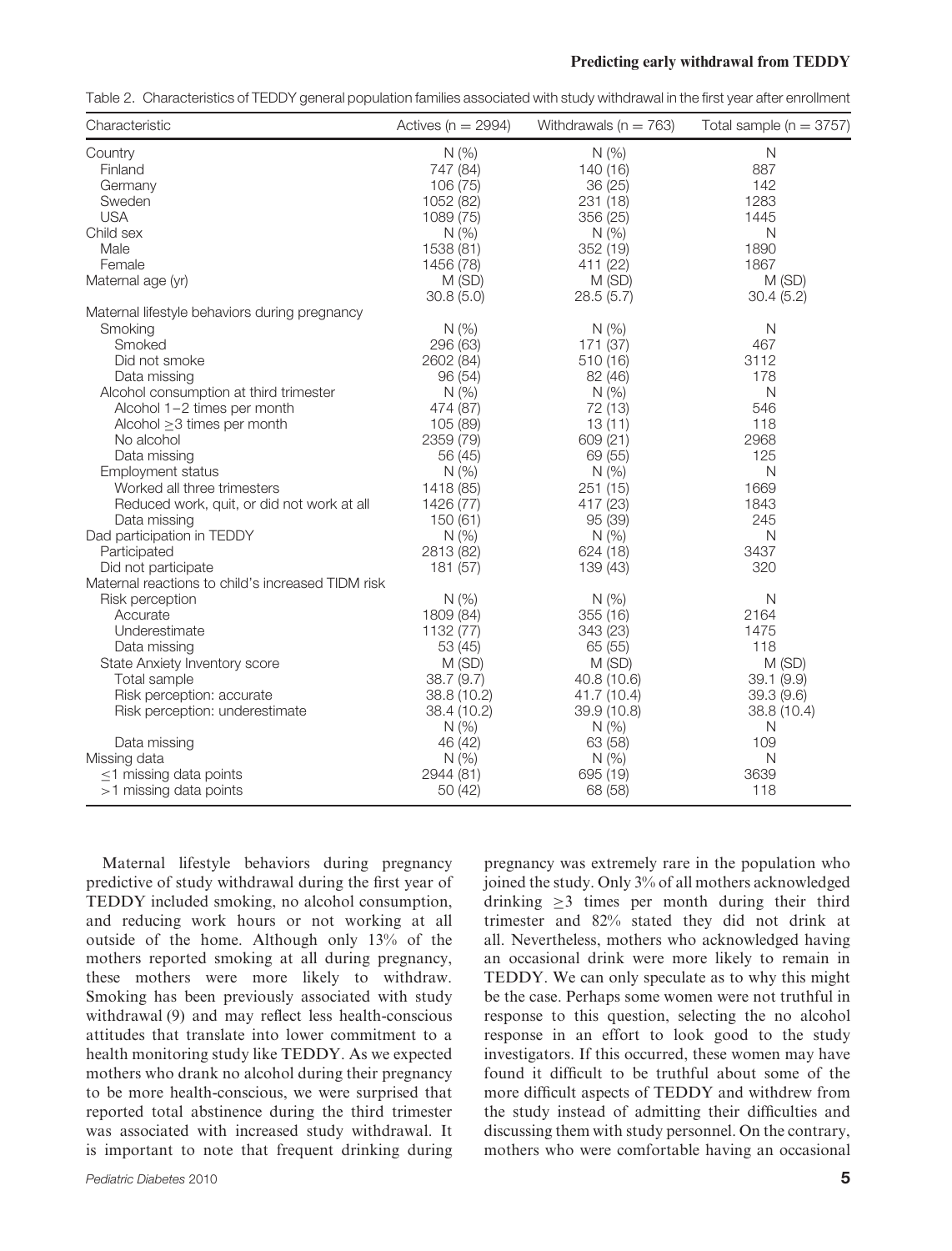Table 2. Characteristics of TEDDY general population families associated with study withdrawal in the first year after enrollment

| Characteristic | Actives (n = 2994) | Withdrawals (n = 763) | Total sample (n = 3757) |
|---|---|---|---|
| Country | N (%) | N (%) | N |
| Finland | 747 (84) | 140 (16) | 887 |
| Germany | 106 (75) | 36 (25) | 142 |
| Sweden | 1052 (82) | 231 (18) | 1283 |
| USA | 1089 (75) | 356 (25) | 1445 |
| Child sex | N (%) | N (%) | N |
| Male | 1538 (81) | 352 (19) | 1890 |
| Female | 1456 (78) | 411 (22) | 1867 |
| Maternal age (yr) | M (SD) | M (SD) | M (SD) |
| | 30.8 (5.0) | 28.5 (5.7) | 30.4 (5.2) |
| Maternal lifestyle behaviors during pregnancy | | | |
| Smoking | N (%) | N (%) | N |
| Smoked | 296 (63) | 171 (37) | 467 |
| Did not smoke | 2602 (84) | 510 (16) | 3112 |
| Data missing | 96 (54) | 82 (46) | 178 |
| Alcohol consumption at third trimester | N (%) | N (%) | N |
| Alcohol 1–2 times per month | 474 (87) | 72 (13) | 546 |
| Alcohol ≥3 times per month | 105 (89) | 13 (11) | 118 |
| No alcohol | 2359 (79) | 609 (21) | 2968 |
| Data missing | 56 (45) | 69 (55) | 125 |
| Employment status | N (%) | N (%) | N |
| Worked all three trimesters | 1418 (85) | 251 (15) | 1669 |
| Reduced work, quit, or did not work at all | 1426 (77) | 417 (23) | 1843 |
| Data missing | 150 (61) | 95 (39) | 245 |
| Dad participation in TEDDY | N (%) | N (%) | N |
| Participated | 2813 (82) | 624 (18) | 3437 |
| Did not participate | 181 (57) | 139 (43) | 320 |
| Maternal reactions to child's increased TIDM risk | | | |
| Risk perception | N (%) | N (%) | N |
| Accurate | 1809 (84) | 355 (16) | 2164 |
| Underestimate | 1132 (77) | 343 (23) | 1475 |
| Data missing | 53 (45) | 65 (55) | 118 |
| State Anxiety Inventory score | M (SD) | M (SD) | M (SD) |
| Total sample | 38.7 (9.7) | 40.8 (10.6) | 39.1 (9.9) |
| Risk perception: accurate | 38.8 (10.2) | 41.7 (10.4) | 39.3 (9.6) |
| Risk perception: underestimate | 38.4 (10.2) | 39.9 (10.8) | 38.8 (10.4) |
| | N (%) | N (%) | N |
| Data missing | 46 (42) | 63 (58) | 109 |
| Missing data | N (%) | N (%) | N |
| ≤1 missing data points | 2944 (81) | 695 (19) | 3639 |
| >1 missing data points | 50 (42) | 68 (58) | 118 |

Maternal lifestyle behaviors during pregnancy predictive of study withdrawal during the first year of TEDDY included smoking, no alcohol consumption, and reducing work hours or not working at all outside of the home. Although only 13% of the mothers reported smoking at all during pregnancy, these mothers were more likely to withdraw. Smoking has been previously associated with study withdrawal (9) and may reflect less health-conscious attitudes that translate into lower commitment to a health monitoring study like TEDDY. As we expected mothers who drank no alcohol during their pregnancy to be more health-conscious, we were surprised that reported total abstinence during the third trimester was associated with increased study withdrawal. It is important to note that frequent drinking during pregnancy was extremely rare in the population who joined the study. Only 3% of all mothers acknowledged drinking ≥3 times per month during their third trimester and 82% stated they did not drink at all. Nevertheless, mothers who acknowledged having an occasional drink were more likely to remain in TEDDY. We can only speculate as to why this might be the case. Perhaps some women were not truthful in response to this question, selecting the no alcohol response in an effort to look good to the study investigators. If this occurred, these women may have found it difficult to be truthful about some of the more difficult aspects of TEDDY and withdrew from the study instead of admitting their difficulties and discussing them with study personnel. On the contrary, mothers who were comfortable having an occasional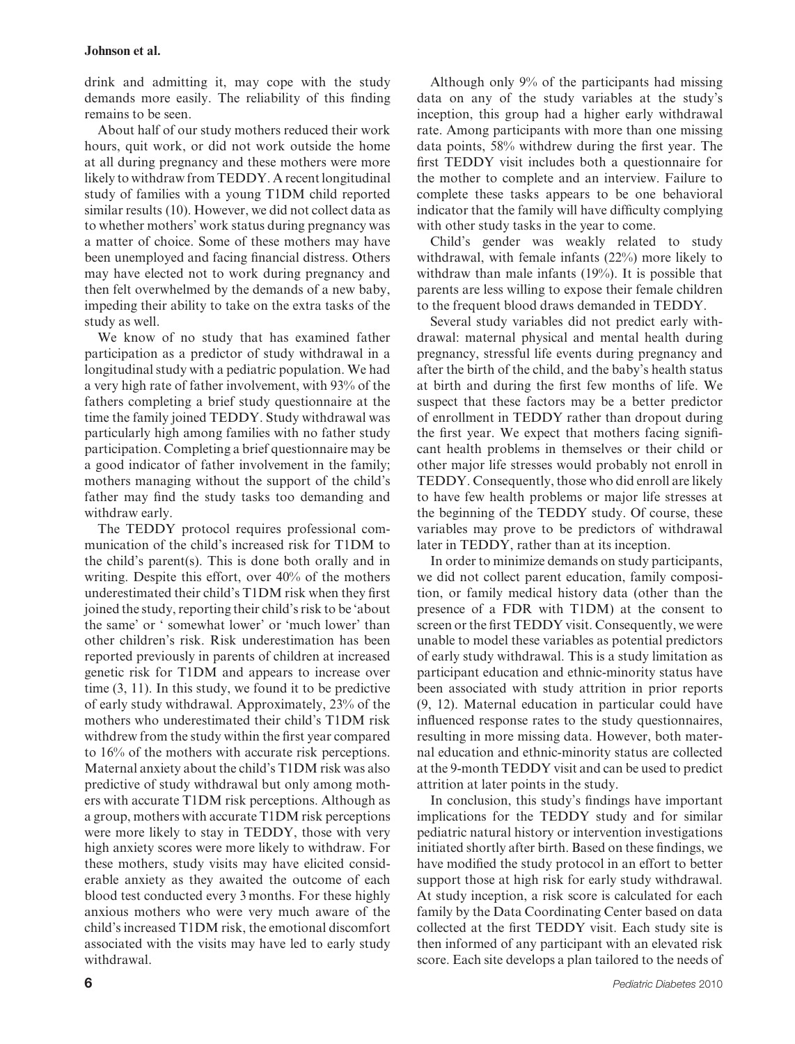drink and admitting it, may cope with the study demands more easily. The reliability of this finding remains to be seen.

About half of our study mothers reduced their work hours, quit work, or did not work outside the home at all during pregnancy and these mothers were more likely to withdraw from TEDDY. A recent longitudinal study of families with a young T1DM child reported similar results (10). However, we did not collect data as to whether mothers' work status during pregnancy was a matter of choice. Some of these mothers may have been unemployed and facing financial distress. Others may have elected not to work during pregnancy and then felt overwhelmed by the demands of a new baby, impeding their ability to take on the extra tasks of the study as well.

We know of no study that has examined father participation as a predictor of study withdrawal in a longitudinal study with a pediatric population. We had a very high rate of father involvement, with 93% of the fathers completing a brief study questionnaire at the time the family joined TEDDY. Study withdrawal was particularly high among families with no father study participation. Completing a brief questionnaire may be a good indicator of father involvement in the family; mothers managing without the support of the child's father may find the study tasks too demanding and withdraw early.

The TEDDY protocol requires professional communication of the child's increased risk for T1DM to the child's parent(s). This is done both orally and in writing. Despite this effort, over 40% of the mothers underestimated their child's T1DM risk when they first joined the study, reporting their child's risk to be 'about the same' or ' somewhat lower' or 'much lower' than other children's risk. Risk underestimation has been reported previously in parents of children at increased genetic risk for T1DM and appears to increase over time (3, 11). In this study, we found it to be predictive of early study withdrawal. Approximately, 23% of the mothers who underestimated their child's T1DM risk withdrew from the study within the first year compared to 16% of the mothers with accurate risk perceptions. Maternal anxiety about the child's T1DM risk was also predictive of study withdrawal but only among mothers with accurate T1DM risk perceptions. Although as a group, mothers with accurate T1DM risk perceptions were more likely to stay in TEDDY, those with very high anxiety scores were more likely to withdraw. For these mothers, study visits may have elicited considerable anxiety as they awaited the outcome of each blood test conducted every 3 months. For these highly anxious mothers who were very much aware of the child's increased T1DM risk, the emotional discomfort associated with the visits may have led to early study withdrawal.

Although only 9% of the participants had missing data on any of the study variables at the study's inception, this group had a higher early withdrawal rate. Among participants with more than one missing data points, 58% withdrew during the first year. The first TEDDY visit includes both a questionnaire for the mother to complete and an interview. Failure to complete these tasks appears to be one behavioral indicator that the family will have difficulty complying with other study tasks in the year to come.

Child's gender was weakly related to study withdrawal, with female infants (22%) more likely to withdraw than male infants (19%). It is possible that parents are less willing to expose their female children to the frequent blood draws demanded in TEDDY.

Several study variables did not predict early withdrawal: maternal physical and mental health during pregnancy, stressful life events during pregnancy and after the birth of the child, and the baby's health status at birth and during the first few months of life. We suspect that these factors may be a better predictor of enrollment in TEDDY rather than dropout during the first year. We expect that mothers facing significant health problems in themselves or their child or other major life stresses would probably not enroll in TEDDY. Consequently, those who did enroll are likely to have few health problems or major life stresses at the beginning of the TEDDY study. Of course, these variables may prove to be predictors of withdrawal later in TEDDY, rather than at its inception.

In order to minimize demands on study participants, we did not collect parent education, family composition, or family medical history data (other than the presence of a FDR with T1DM) at the consent to screen or the first TEDDY visit. Consequently, we were unable to model these variables as potential predictors of early study withdrawal. This is a study limitation as participant education and ethnic-minority status have been associated with study attrition in prior reports (9, 12). Maternal education in particular could have influenced response rates to the study questionnaires, resulting in more missing data. However, both maternal education and ethnic-minority status are collected at the 9-month TEDDY visit and can be used to predict attrition at later points in the study.

In conclusion, this study's findings have important implications for the TEDDY study and for similar pediatric natural history or intervention investigations initiated shortly after birth. Based on these findings, we have modified the study protocol in an effort to better support those at high risk for early study withdrawal. At study inception, a risk score is calculated for each family by the Data Coordinating Center based on data collected at the first TEDDY visit. Each study site is then informed of any participant with an elevated risk score. Each site develops a plan tailored to the needs of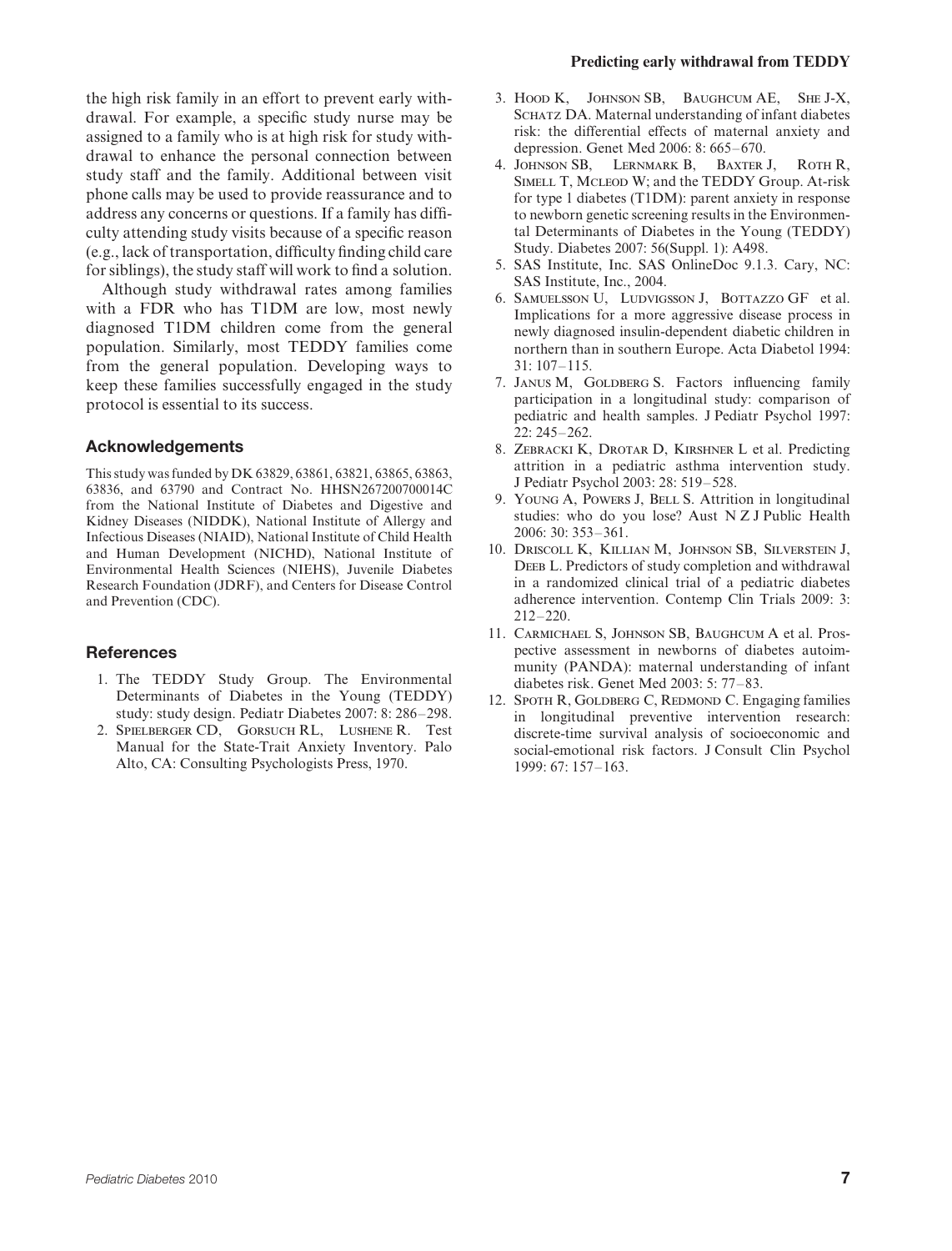the high risk family in an effort to prevent early withdrawal. For example, a specific study nurse may be assigned to a family who is at high risk for study withdrawal to enhance the personal connection between study staff and the family. Additional between visit phone calls may be used to provide reassurance and to address any concerns or questions. If a family has difficulty attending study visits because of a specific reason (e.g., lack of transportation, difficulty finding child care for siblings), the study staff will work to find a solution.

Although study withdrawal rates among families with a FDR who has T1DM are low, most newly diagnosed T1DM children come from the general population. Similarly, most TEDDY families come from the general population. Developing ways to keep these families successfully engaged in the study protocol is essential to its success.

## Acknowledgements

This study was funded by DK 63829, 63861, 63821, 63865, 63863, 63836, and 63790 and Contract No. HHSN267200700014C from the National Institute of Diabetes and Digestive and Kidney Diseases (NIDDK), National Institute of Allergy and Infectious Diseases (NIAID), National Institute of Child Health and Human Development (NICHD), National Institute of Environmental Health Sciences (NIEHS), Juvenile Diabetes Research Foundation (JDRF), and Centers for Disease Control and Prevention (CDC).

## References

1. The TEDDY Study Group. The Environmental Determinants of Diabetes in the Young (TEDDY) study: study design. Pediatr Diabetes 2007: 8: 286–298.
2. Spielberger CD, Gorsuch RL, Lushene R. Test Manual for the State-Trait Anxiety Inventory. Palo Alto, CA: Consulting Psychologists Press, 1970.
3. Hood K, Johnson SB, Baughcum AE, She J-X, Schatz DA. Maternal understanding of infant diabetes risk: the differential effects of maternal anxiety and depression. Genet Med 2006: 8: 665–670.
4. Johnson SB, Lernmark B, Baxter J, Roth R, Simell T, Mcleod W; and the TEDDY Group. At-risk for type 1 diabetes (T1DM): parent anxiety in response to newborn genetic screening results in the Environmental Determinants of Diabetes in the Young (TEDDY) Study. Diabetes 2007: 56(Suppl. 1): A498.
5. SAS Institute, Inc. SAS OnlineDoc 9.1.3. Cary, NC: SAS Institute, Inc., 2004.
6. Samuelsson U, Ludvigsson J, Bottazzo GF et al. Implications for a more aggressive disease process in newly diagnosed insulin-dependent diabetic children in northern than in southern Europe. Acta Diabetol 1994: 31: 107–115.
7. Janus M, Goldberg S. Factors influencing family participation in a longitudinal study: comparison of pediatric and health samples. J Pediatr Psychol 1997: 22: 245–262.
8. Zebracki K, Drotar D, Kirshner L et al. Predicting attrition in a pediatric asthma intervention study. J Pediatr Psychol 2003: 28: 519–528.
9. Young A, Powers J, Bell S. Attrition in longitudinal studies: who do you lose? Aust N Z J Public Health 2006: 30: 353–361.
10. Driscoll K, Killian M, Johnson SB, Silverstein J, Deeb L. Predictors of study completion and withdrawal in a randomized clinical trial of a pediatric diabetes adherence intervention. Contemp Clin Trials 2009: 3: 212–220.
11. Carmichael S, Johnson SB, Baughcum A et al. Prospective assessment in newborns of diabetes autoimmunity (PANDA): maternal understanding of infant diabetes risk. Genet Med 2003: 5: 77–83.
12. Spoth R, Goldberg C, Redmond C. Engaging families in longitudinal preventive intervention research: discrete-time survival analysis of socioeconomic and social-emotional risk factors. J Consult Clin Psychol 1999: 67: 157–163.